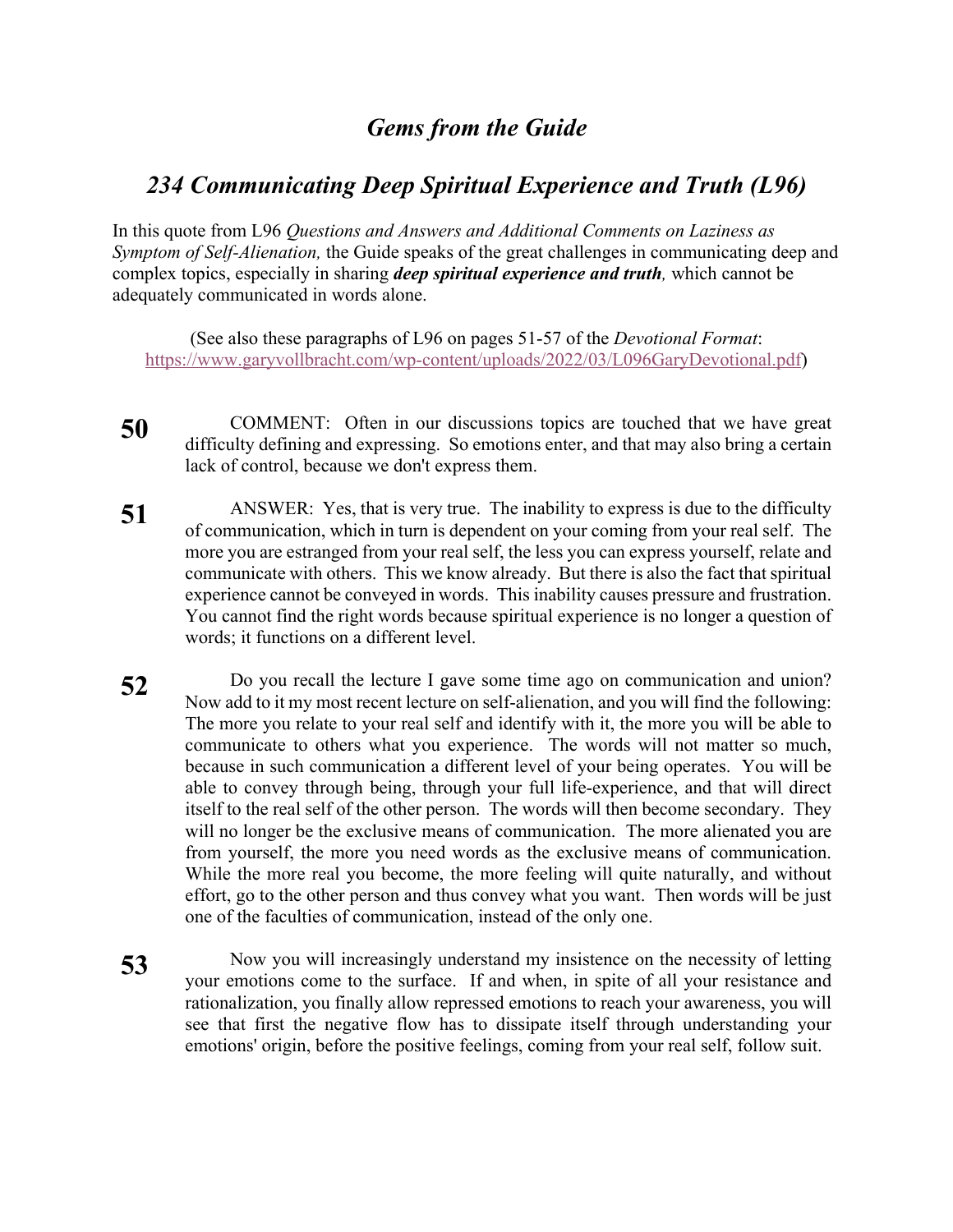## *Gems from the Guide*

## *234 Communicating Deep Spiritual Experience and Truth (L96)*

In this quote from L96 *Questions and Answers and Additional Comments on Laziness as Symptom of Self-Alienation,* the Guide speaks of the great challenges in communicating deep and complex topics, especially in sharing ***deep spiritual experience and truth,*** which cannot be adequately communicated in words alone.

(See also these paragraphs of L96 on pages 51-57 of the *Devotional Format*: https://www.garyvollbracht.com/wp-content/uploads/2022/03/L096GaryDevotional.pdf)

**50** COMMENT: Often in our discussions topics are touched that we have great difficulty defining and expressing. So emotions enter, and that may also bring a certain lack of control, because we don't express them.

**51** ANSWER: Yes, that is very true. The inability to express is due to the difficulty of communication, which in turn is dependent on your coming from your real self. The more you are estranged from your real self, the less you can express yourself, relate and communicate with others. This we know already. But there is also the fact that spiritual experience cannot be conveyed in words. This inability causes pressure and frustration. You cannot find the right words because spiritual experience is no longer a question of words; it functions on a different level.

**52** Do you recall the lecture I gave some time ago on communication and union? Now add to it my most recent lecture on self-alienation, and you will find the following: The more you relate to your real self and identify with it, the more you will be able to communicate to others what you experience. The words will not matter so much, because in such communication a different level of your being operates. You will be able to convey through being, through your full life-experience, and that will direct itself to the real self of the other person. The words will then become secondary. They will no longer be the exclusive means of communication. The more alienated you are from yourself, the more you need words as the exclusive means of communication. While the more real you become, the more feeling will quite naturally, and without effort, go to the other person and thus convey what you want. Then words will be just one of the faculties of communication, instead of the only one.

**53** Now you will increasingly understand my insistence on the necessity of letting your emotions come to the surface. If and when, in spite of all your resistance and rationalization, you finally allow repressed emotions to reach your awareness, you will see that first the negative flow has to dissipate itself through understanding your emotions' origin, before the positive feelings, coming from your real self, follow suit.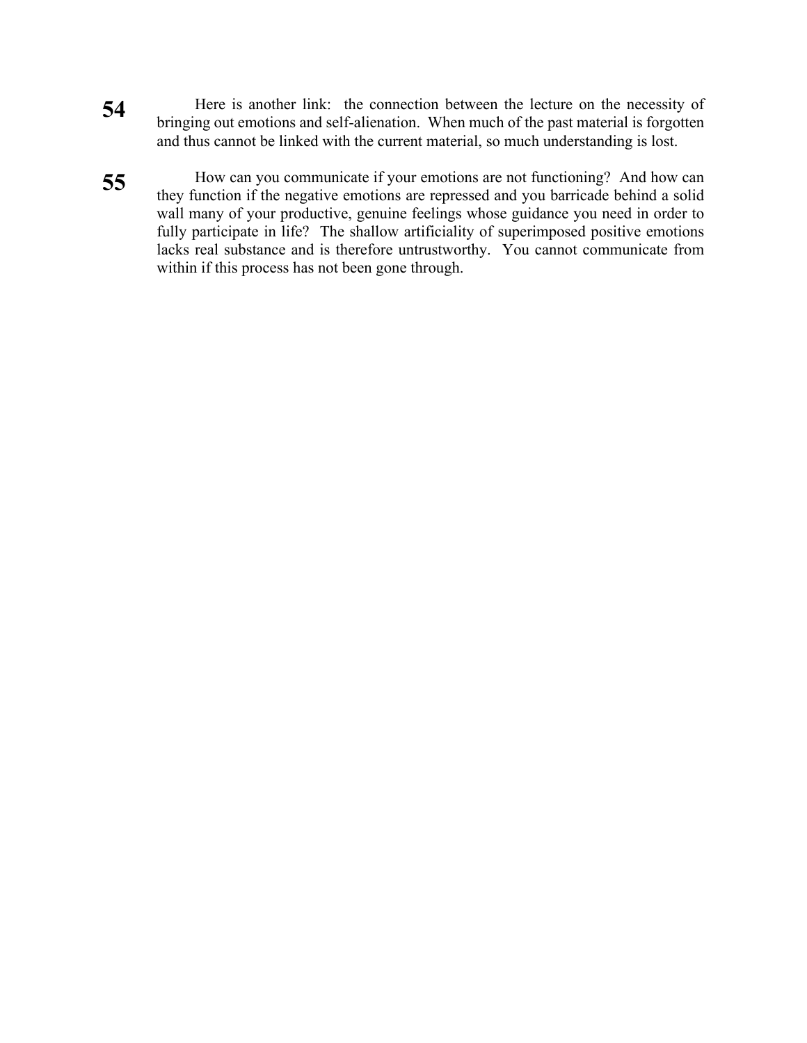**54** Here is another link: the connection between the lecture on the necessity of bringing out emotions and self-alienation. When much of the past material is forgotten and thus cannot be linked with the current material, so much understanding is lost.

**55** How can you communicate if your emotions are not functioning? And how can they function if the negative emotions are repressed and you barricade behind a solid wall many of your productive, genuine feelings whose guidance you need in order to fully participate in life? The shallow artificiality of superimposed positive emotions lacks real substance and is therefore untrustworthy. You cannot communicate from within if this process has not been gone through.